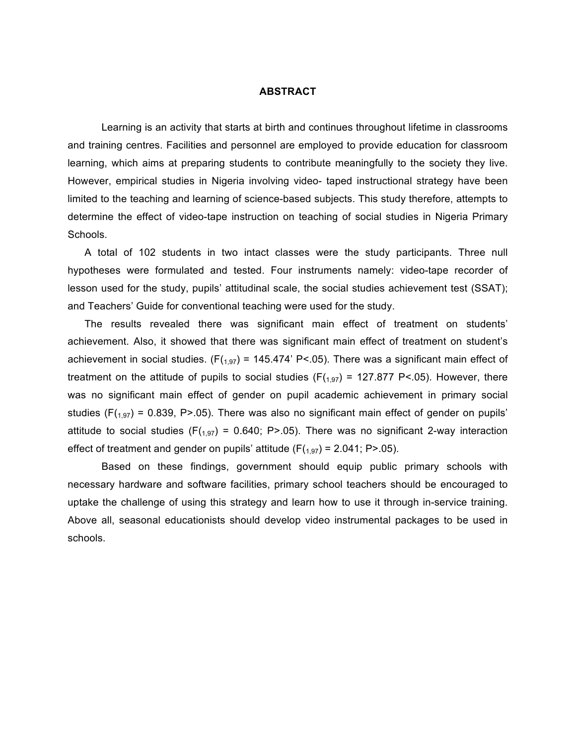## ABSTRACT

Learning is an activity that starts at birth and continues throughout lifetime in classrooms and training centres. Facilities and personnel are employed to provide education for classroom learning, which aims at preparing students to contribute meaningfully to the society they live. However, empirical studies in Nigeria involving video- taped instructional strategy have been limited to the teaching and learning of science-based subjects. This study therefore, attempts to determine the effect of video-tape instruction on teaching of social studies in Nigeria Primary Schools.

A total of 102 students in two intact classes were the study participants. Three null hypotheses were formulated and tested. Four instruments namely: video-tape recorder of lesson used for the study, pupils' attitudinal scale, the social studies achievement test (SSAT); and Teachers' Guide for conventional teaching were used for the study.

The results revealed there was significant main effect of treatment on students' achievement. Also, it showed that there was significant main effect of treatment on student's achievement in social studies. ($F(_{1,97})$ = 145.474' $P<.05$). There was a significant main effect of treatment on the attitude of pupils to social studies ($F(_{1,97})$ = 127.877 $P<.05$). However, there was no significant main effect of gender on pupil academic achievement in primary social studies ($F(_{1,97})$ = 0.839, $P>.05$). There was also no significant main effect of gender on pupils' attitude to social studies ($F(_{1,97})$ = 0.640; $P>.05$). There was no significant 2-way interaction effect of treatment and gender on pupils' attitude ($F(_{1,97})$ = 2.041; $P>.05$).

Based on these findings, government should equip public primary schools with necessary hardware and software facilities, primary school teachers should be encouraged to uptake the challenge of using this strategy and learn how to use it through in-service training. Above all, seasonal educationists should develop video instrumental packages to be used in schools.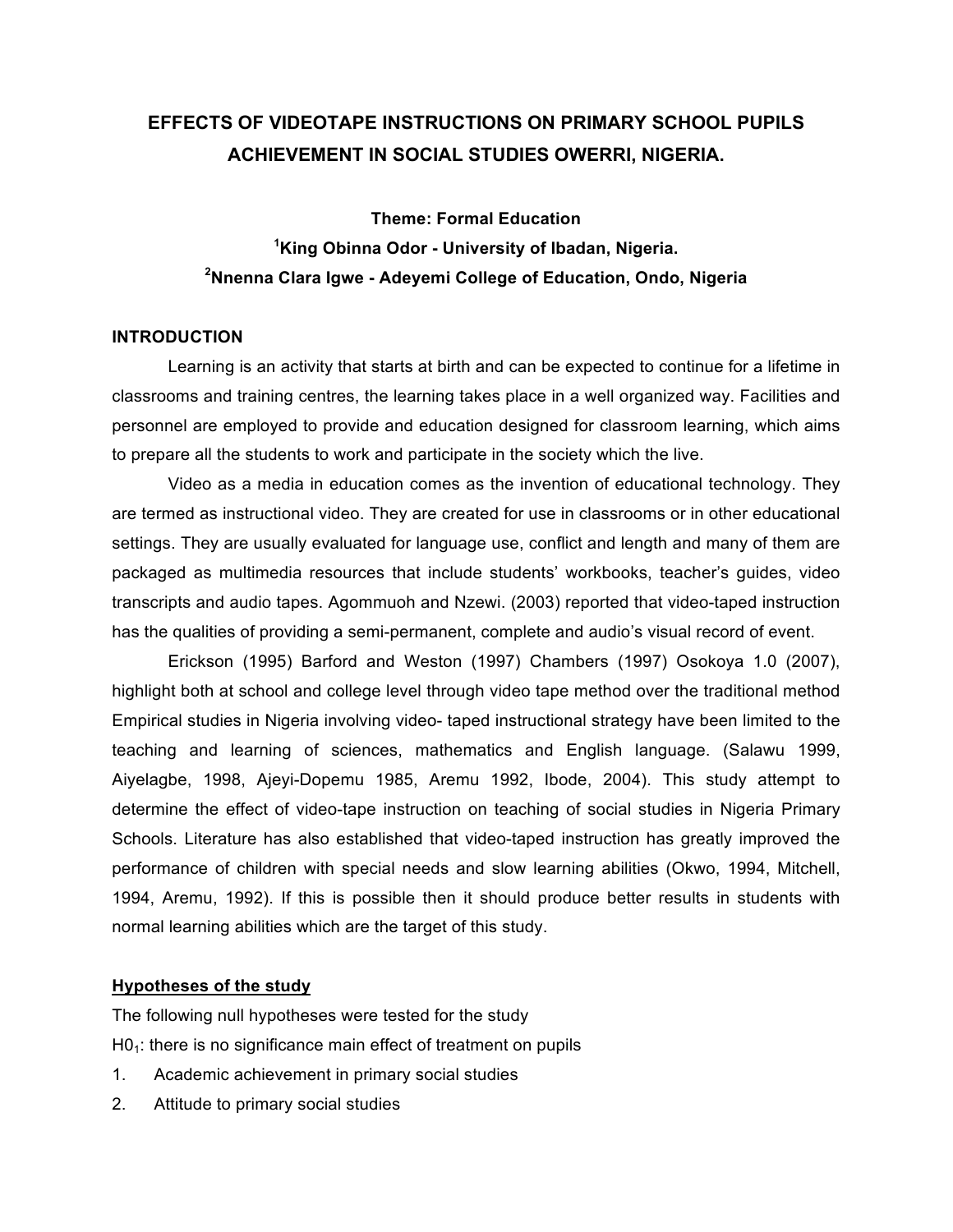# EFFECTS OF VIDEOTAPE INSTRUCTIONS ON PRIMARY SCHOOL PUPILS ACHIEVEMENT IN SOCIAL STUDIES OWERRI, NIGERIA.

**Theme: Formal Education**

**[1]King Obinna Odor - University of Ibadan, Nigeria.**

**[2]Nnenna Clara Igwe - Adeyemi College of Education, Ondo, Nigeria**

## INTRODUCTION

Learning is an activity that starts at birth and can be expected to continue for a lifetime in classrooms and training centres, the learning takes place in a well organized way. Facilities and personnel are employed to provide and education designed for classroom learning, which aims to prepare all the students to work and participate in the society which the live.

Video as a media in education comes as the invention of educational technology. They are termed as instructional video. They are created for use in classrooms or in other educational settings. They are usually evaluated for language use, conflict and length and many of them are packaged as multimedia resources that include students' workbooks, teacher's guides, video transcripts and audio tapes. Agommuoh and Nzewi. (2003) reported that video-taped instruction has the qualities of providing a semi-permanent, complete and audio's visual record of event.

Erickson (1995) Barford and Weston (1997) Chambers (1997) Osokoya 1.0 (2007), highlight both at school and college level through video tape method over the traditional method Empirical studies in Nigeria involving video- taped instructional strategy have been limited to the teaching and learning of sciences, mathematics and English language. (Salawu 1999, Aiyelagbe, 1998, Ajeyi-Dopemu 1985, Aremu 1992, Ibode, 2004). This study attempt to determine the effect of video-tape instruction on teaching of social studies in Nigeria Primary Schools. Literature has also established that video-taped instruction has greatly improved the performance of children with special needs and slow learning abilities (Okwo, 1994, Mitchell, 1994, Aremu, 1992). If this is possible then it should produce better results in students with normal learning abilities which are the target of this study.

## Hypotheses of the study

The following null hypotheses were tested for the study

$H0_1$: there is no significance main effect of treatment on pupils

1. Academic achievement in primary social studies
2. Attitude to primary social studies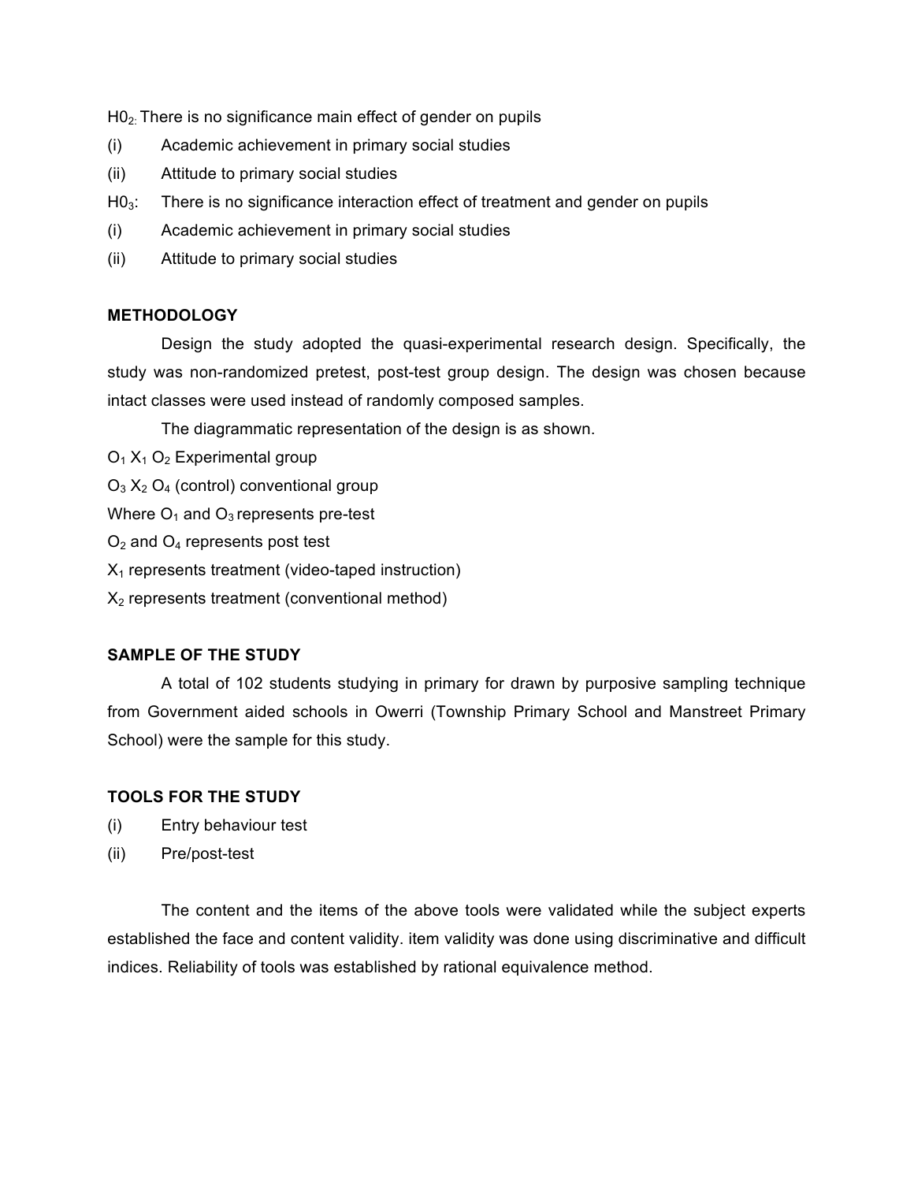$H0_2$: There is no significance main effect of gender on pupils

(i) Academic achievement in primary social studies

(ii) Attitude to primary social studies

$H0_3$: There is no significance interaction effect of treatment and gender on pupils

(i) Academic achievement in primary social studies

(ii) Attitude to primary social studies

## METHODOLOGY

Design the study adopted the quasi-experimental research design. Specifically, the study was non-randomized pretest, post-test group design. The design was chosen because intact classes were used instead of randomly composed samples.

The diagrammatic representation of the design is as shown.

$O_1$ $X_1$ $O_2$ Experimental group

$O_3$ $X_2$ $O_4$ (control) conventional group

Where $O_1$ and $O_3$ represents pre-test

$O_2$ and $O_4$ represents post test

$X_1$ represents treatment (video-taped instruction)

$X_2$ represents treatment (conventional method)

## SAMPLE OF THE STUDY

A total of 102 students studying in primary for drawn by purposive sampling technique from Government aided schools in Owerri (Township Primary School and Manstreet Primary School) were the sample for this study.

## TOOLS FOR THE STUDY

(i) Entry behaviour test

(ii) Pre/post-test

The content and the items of the above tools were validated while the subject experts established the face and content validity. item validity was done using discriminative and difficult indices. Reliability of tools was established by rational equivalence method.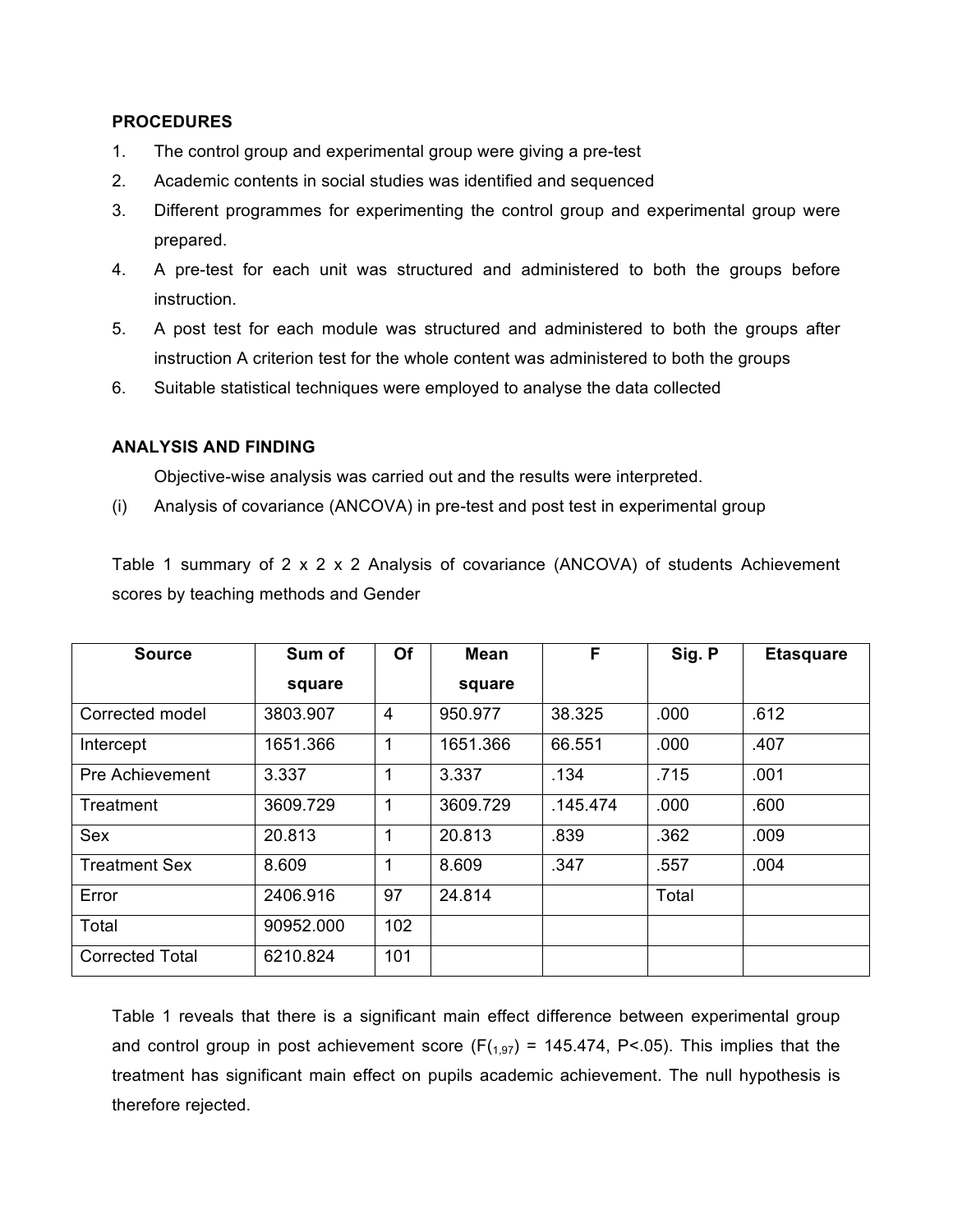**PROCEDURES**

1. The control group and experimental group were giving a pre-test
2. Academic contents in social studies was identified and sequenced
3. Different programmes for experimenting the control group and experimental group were prepared.
4. A pre-test for each unit was structured and administered to both the groups before instruction.
5. A post test for each module was structured and administered to both the groups after instruction A criterion test for the whole content was administered to both the groups
6. Suitable statistical techniques were employed to analyse the data collected

**ANALYSIS AND FINDING**

Objective-wise analysis was carried out and the results were interpreted.

(i) Analysis of covariance (ANCOVA) in pre-test and post test in experimental group

Table 1 summary of 2 x 2 x 2 Analysis of covariance (ANCOVA) of students Achievement scores by teaching methods and Gender

| Source | Sum of square | Of | Mean square | F | Sig. P | Etasquare |
|---|---|---|---|---|---|---|
| Corrected model | 3803.907 | 4 | 950.977 | 38.325 | .000 | .612 |
| Intercept | 1651.366 | 1 | 1651.366 | 66.551 | .000 | .407 |
| Pre Achievement | 3.337 | 1 | 3.337 | .134 | .715 | .001 |
| Treatment | 3609.729 | 1 | 3609.729 | .145.474 | .000 | .600 |
| Sex | 20.813 | 1 | 20.813 | .839 | .362 | .009 |
| Treatment Sex | 8.609 | 1 | 8.609 | .347 | .557 | .004 |
| Error | 2406.916 | 97 | 24.814 | | Total | |
| Total | 90952.000 | 102 | | | | |
| Corrected Total | 6210.824 | 101 | | | | |

Table 1 reveals that there is a significant main effect difference between experimental group and control group in post achievement score ($F(_{1,97}) = 145.474$, $P<.05$). This implies that the treatment has significant main effect on pupils academic achievement. The null hypothesis is therefore rejected.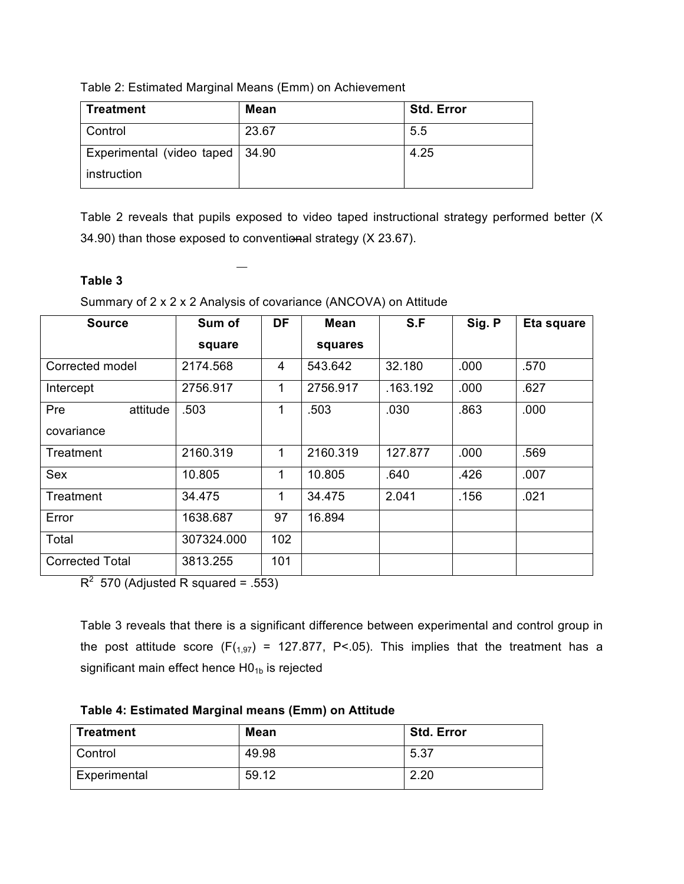Table 2: Estimated Marginal Means (Emm) on Achievement

| Treatment | Mean | Std. Error |
|---|---|---|
| Control | 23.67 | 5.5 |
| Experimental (video taped instruction | 34.90 | 4.25 |

Table 2 reveals that pupils exposed to video taped instructional strategy performed better (X 34.90) than those exposed to conventional strategy (X 23.67).

**Table 3**

Summary of 2 x 2 x 2 Analysis of covariance (ANCOVA) on Attitude

| Source | Sum of square | DF | Mean squares | S.F | Sig. P | Eta square |
|---|---|---|---|---|---|---|
| Corrected model | 2174.568 | 4 | 543.642 | 32.180 | .000 | .570 |
| Intercept | 2756.917 | 1 | 2756.917 | .163.192 | .000 | .627 |
| Pre attitude covariance | .503 | 1 | .503 | .030 | .863 | .000 |
| Treatment | 2160.319 | 1 | 2160.319 | 127.877 | .000 | .569 |
| Sex | 10.805 | 1 | 10.805 | .640 | .426 | .007 |
| Treatment | 34.475 | 1 | 34.475 | 2.041 | .156 | .021 |
| Error | 1638.687 | 97 | 16.894 | | | |
| Total | 307324.000 | 102 | | | | |
| Corrected Total | 3813.255 | 101 | | | | |

$R^2$ 570 (Adjusted R squared = .553)

Table 3 reveals that there is a significant difference between experimental and control group in the post attitude score ($F_{(1,97)} = 127.877$, $P<.05$). This implies that the treatment has a significant main effect hence $H0_{1b}$ is rejected

**Table 4: Estimated Marginal means (Emm) on Attitude**

| Treatment | Mean | Std. Error |
|---|---|---|
| Control | 49.98 | 5.37 |
| Experimental | 59.12 | 2.20 |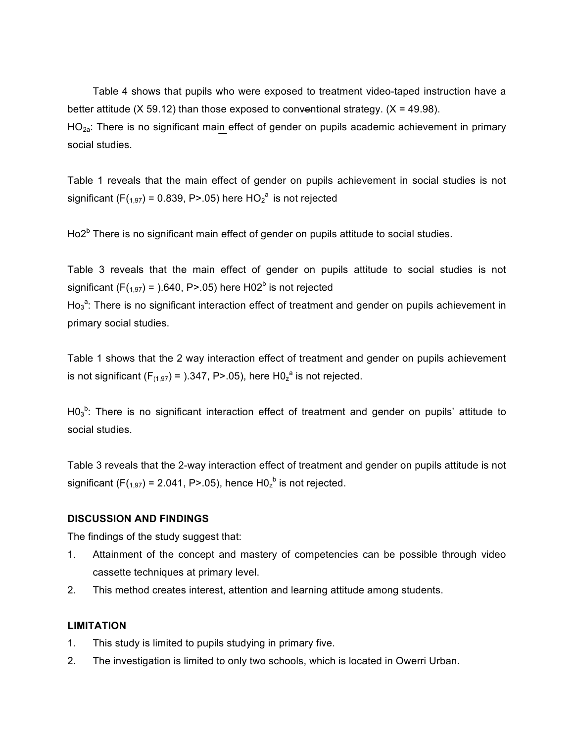Table 4 shows that pupils who were exposed to treatment video-taped instruction have a better attitude (X 59.12) than those exposed to conventional strategy. (X = 49.98).

$HO_{2a}$: There is no significant main effect of gender on pupils academic achievement in primary social studies.

Table 1 reveals that the main effect of gender on pupils achievement in social studies is not significant ($F_{(1,97)} = 0.839$, $P > .05$) here $HO_2^a$ is not rejected

$Ho2^b$ There is no significant main effect of gender on pupils attitude to social studies.

Table 3 reveals that the main effect of gender on pupils attitude to social studies is not significant ($F_{(1,97)}$ = ).640, $P > .05$) here $H02^b$ is not rejected

$Ho_3^a$: There is no significant interaction effect of treatment and gender on pupils achievement in primary social studies.

Table 1 shows that the 2 way interaction effect of treatment and gender on pupils achievement is not significant ($F_{(1,97)}$ = ).347, $P > .05$), here $H0_z^a$ is not rejected.

$H0_3^b$: There is no significant interaction effect of treatment and gender on pupils' attitude to social studies.

Table 3 reveals that the 2-way interaction effect of treatment and gender on pupils attitude is not significant ($F_{(1,97)} = 2.041$, $P > .05$), hence $H0_z^b$ is not rejected.

**DISCUSSION AND FINDINGS**

The findings of the study suggest that:

1. Attainment of the concept and mastery of competencies can be possible through video cassette techniques at primary level.
2. This method creates interest, attention and learning attitude among students.

**LIMITATION**

1. This study is limited to pupils studying in primary five.
2. The investigation is limited to only two schools, which is located in Owerri Urban.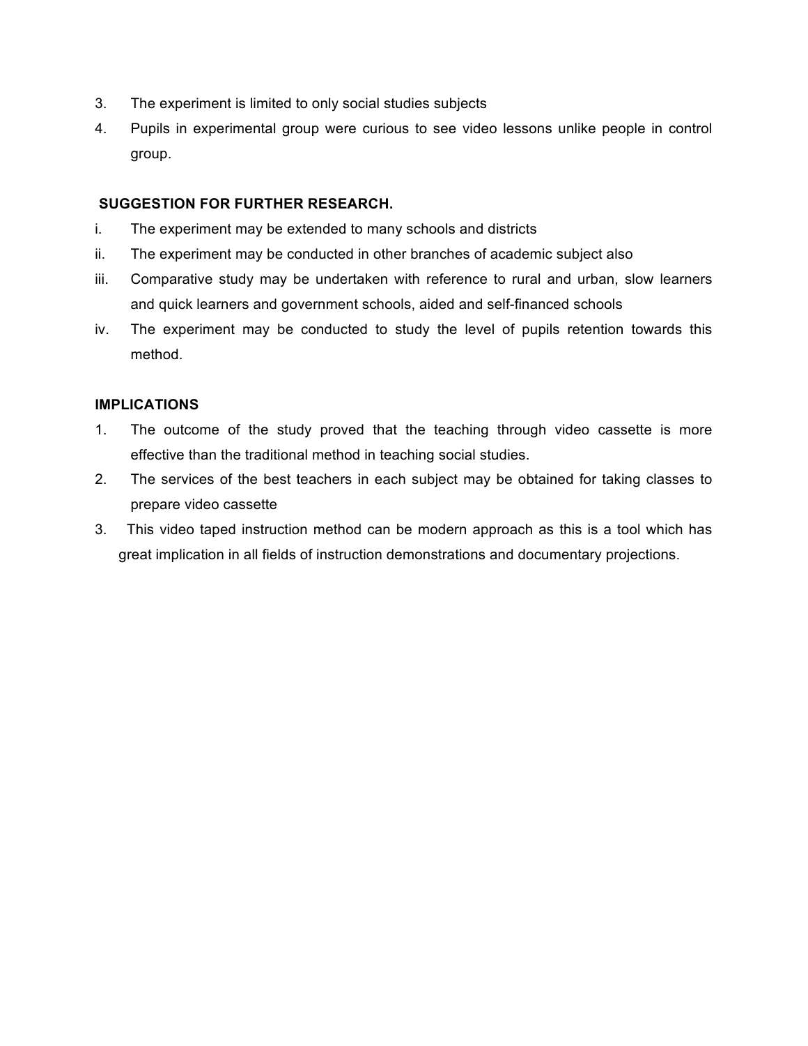3. The experiment is limited to only social studies subjects
4. Pupils in experimental group were curious to see video lessons unlike people in control group.

**SUGGESTION FOR FURTHER RESEARCH.**

i. The experiment may be extended to many schools and districts
ii. The experiment may be conducted in other branches of academic subject also
iii. Comparative study may be undertaken with reference to rural and urban, slow learners and quick learners and government schools, aided and self-financed schools
iv. The experiment may be conducted to study the level of pupils retention towards this method.

**IMPLICATIONS**

1. The outcome of the study proved that the teaching through video cassette is more effective than the traditional method in teaching social studies.
2. The services of the best teachers in each subject may be obtained for taking classes to prepare video cassette
3. This video taped instruction method can be modern approach as this is a tool which has great implication in all fields of instruction demonstrations and documentary projections.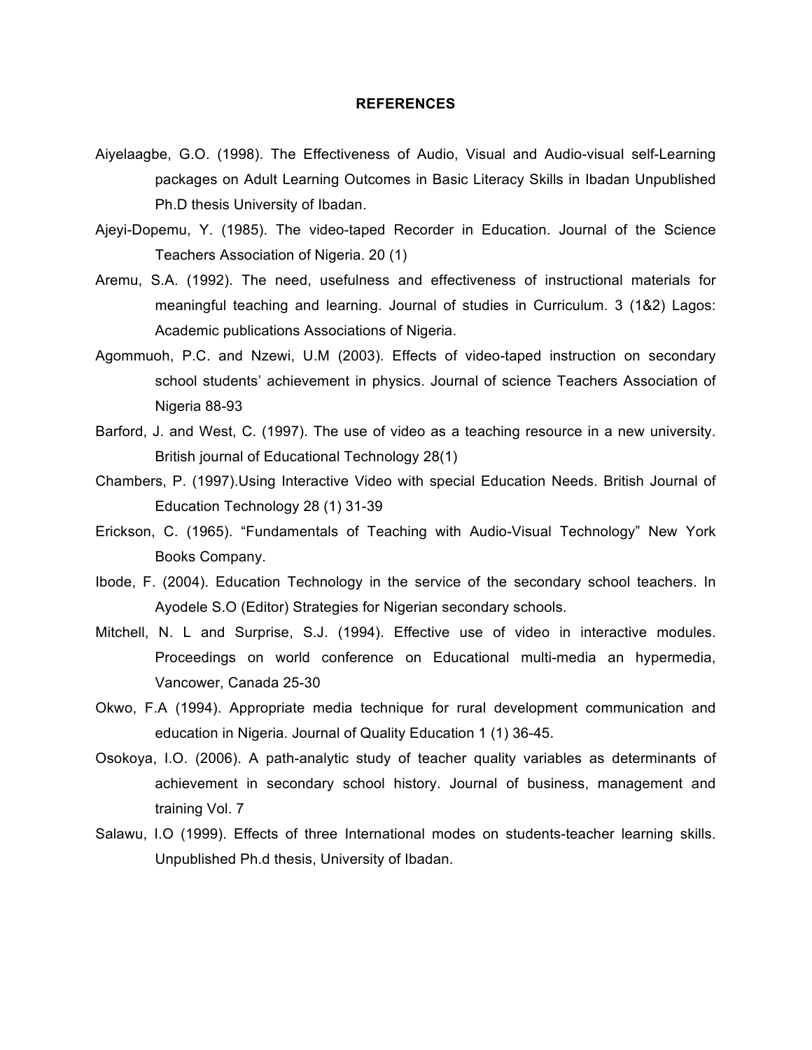## REFERENCES

Aiyelaagbe, G.O. (1998). The Effectiveness of Audio, Visual and Audio-visual self-Learning packages on Adult Learning Outcomes in Basic Literacy Skills in Ibadan Unpublished Ph.D thesis University of Ibadan.

Ajeyi-Dopemu, Y. (1985). The video-taped Recorder in Education. Journal of the Science Teachers Association of Nigeria. 20 (1)

Aremu, S.A. (1992). The need, usefulness and effectiveness of instructional materials for meaningful teaching and learning. Journal of studies in Curriculum. 3 (1&2) Lagos: Academic publications Associations of Nigeria.

Agommuoh, P.C. and Nzewi, U.M (2003). Effects of video-taped instruction on secondary school students' achievement in physics. Journal of science Teachers Association of Nigeria 88-93

Barford, J. and West, C. (1997). The use of video as a teaching resource in a new university. British journal of Educational Technology 28(1)

Chambers, P. (1997).Using Interactive Video with special Education Needs. British Journal of Education Technology 28 (1) 31-39

Erickson, C. (1965). "Fundamentals of Teaching with Audio-Visual Technology" New York Books Company.

Ibode, F. (2004). Education Technology in the service of the secondary school teachers. In Ayodele S.O (Editor) Strategies for Nigerian secondary schools.

Mitchell, N. L and Surprise, S.J. (1994). Effective use of video in interactive modules. Proceedings on world conference on Educational multi-media an hypermedia, Vancower, Canada 25-30

Okwo, F.A (1994). Appropriate media technique for rural development communication and education in Nigeria. Journal of Quality Education 1 (1) 36-45.

Osokoya, I.O. (2006). A path-analytic study of teacher quality variables as determinants of achievement in secondary school history. Journal of business, management and training Vol. 7

Salawu, I.O (1999). Effects of three International modes on students-teacher learning skills. Unpublished Ph.d thesis, University of Ibadan.